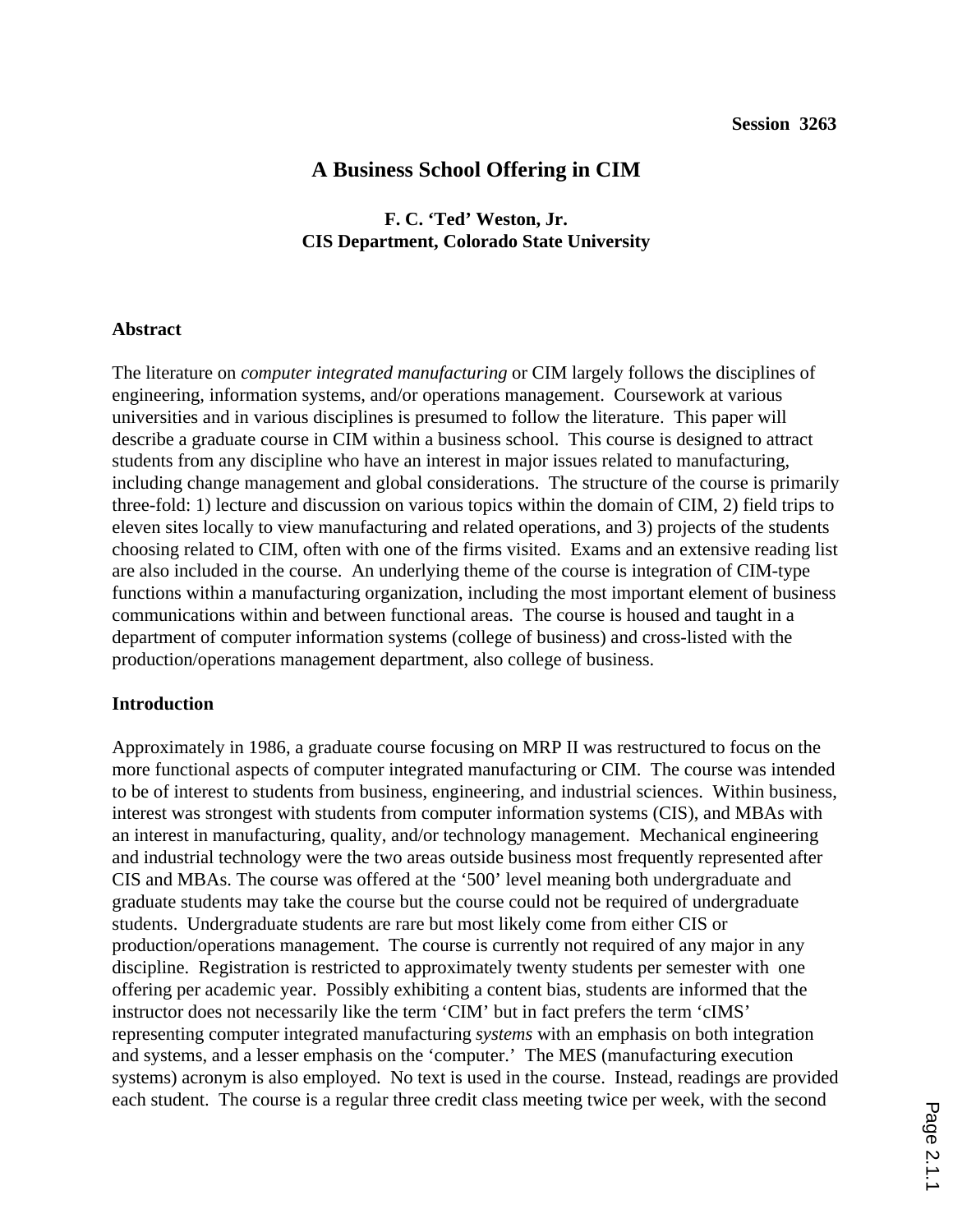Session 3263

# A Business School Offering in CIM

**F. C. 'Ted' Weston, Jr.**
**CIS Department, Colorado State University**

## Abstract

The literature on *computer integrated manufacturing* or CIM largely follows the disciplines of engineering, information systems, and/or operations management. Coursework at various universities and in various disciplines is presumed to follow the literature. This paper will describe a graduate course in CIM within a business school. This course is designed to attract students from any discipline who have an interest in major issues related to manufacturing, including change management and global considerations. The structure of the course is primarily three-fold: 1) lecture and discussion on various topics within the domain of CIM, 2) field trips to eleven sites locally to view manufacturing and related operations, and 3) projects of the students choosing related to CIM, often with one of the firms visited. Exams and an extensive reading list are also included in the course. An underlying theme of the course is integration of CIM-type functions within a manufacturing organization, including the most important element of business communications within and between functional areas. The course is housed and taught in a department of computer information systems (college of business) and cross-listed with the production/operations management department, also college of business.

## Introduction

Approximately in 1986, a graduate course focusing on MRP II was restructured to focus on the more functional aspects of computer integrated manufacturing or CIM. The course was intended to be of interest to students from business, engineering, and industrial sciences. Within business, interest was strongest with students from computer information systems (CIS), and MBAs with an interest in manufacturing, quality, and/or technology management. Mechanical engineering and industrial technology were the two areas outside business most frequently represented after CIS and MBAs. The course was offered at the '500' level meaning both undergraduate and graduate students may take the course but the course could not be required of undergraduate students. Undergraduate students are rare but most likely come from either CIS or production/operations management. The course is currently not required of any major in any discipline. Registration is restricted to approximately twenty students per semester with one offering per academic year. Possibly exhibiting a content bias, students are informed that the instructor does not necessarily like the term 'CIM' but in fact prefers the term 'cIMS' representing computer integrated manufacturing *systems* with an emphasis on both integration and systems, and a lesser emphasis on the 'computer.' The MES (manufacturing execution systems) acronym is also employed. No text is used in the course. Instead, readings are provided each student. The course is a regular three credit class meeting twice per week, with the second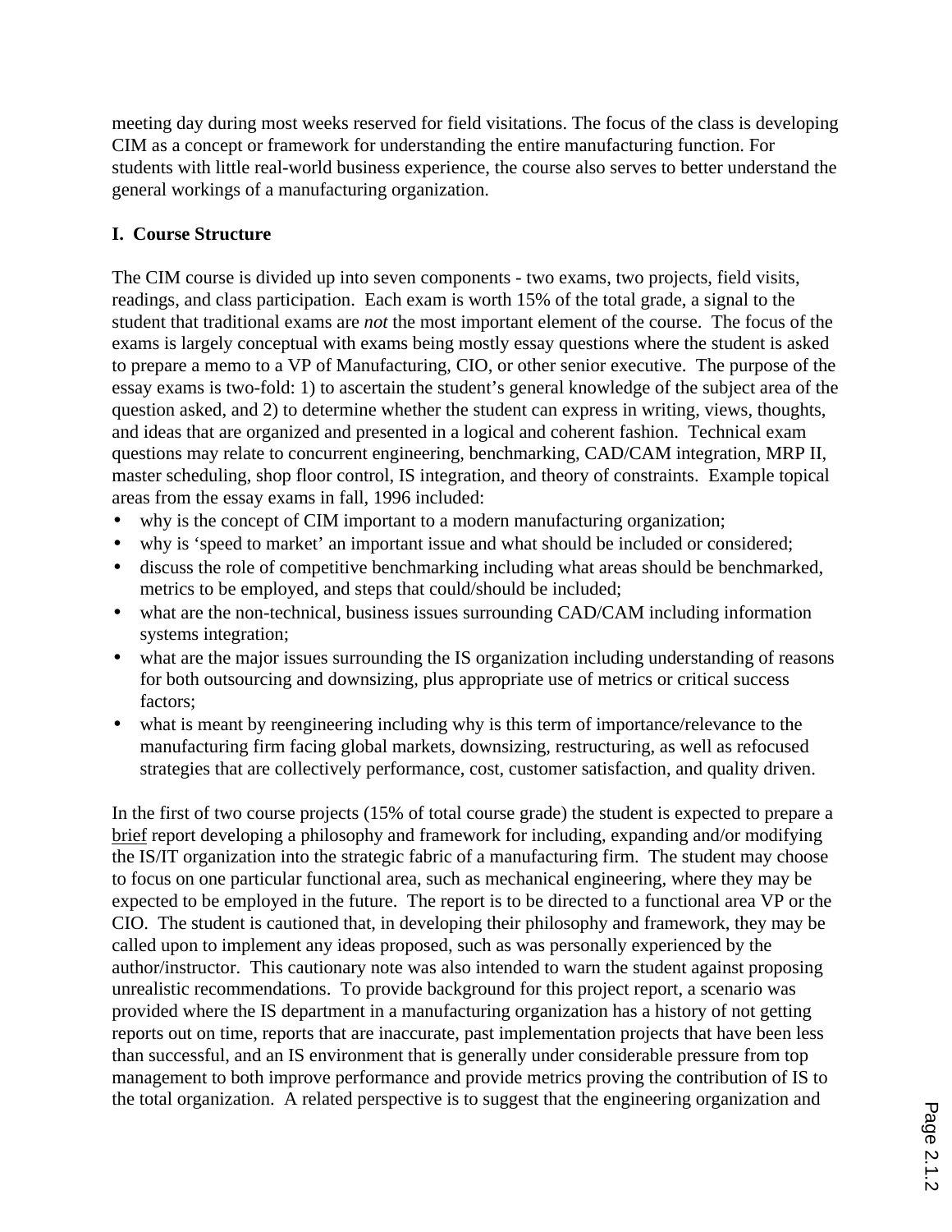meeting day during most weeks reserved for field visitations. The focus of the class is developing CIM as a concept or framework for understanding the entire manufacturing function. For students with little real-world business experience, the course also serves to better understand the general workings of a manufacturing organization.

**I. Course Structure**

The CIM course is divided up into seven components - two exams, two projects, field visits, readings, and class participation. Each exam is worth 15% of the total grade, a signal to the student that traditional exams are *not* the most important element of the course. The focus of the exams is largely conceptual with exams being mostly essay questions where the student is asked to prepare a memo to a VP of Manufacturing, CIO, or other senior executive. The purpose of the essay exams is two-fold: 1) to ascertain the student's general knowledge of the subject area of the question asked, and 2) to determine whether the student can express in writing, views, thoughts, and ideas that are organized and presented in a logical and coherent fashion. Technical exam questions may relate to concurrent engineering, benchmarking, CAD/CAM integration, MRP II, master scheduling, shop floor control, IS integration, and theory of constraints. Example topical areas from the essay exams in fall, 1996 included:

- why is the concept of CIM important to a modern manufacturing organization;
- why is 'speed to market' an important issue and what should be included or considered;
- discuss the role of competitive benchmarking including what areas should be benchmarked, metrics to be employed, and steps that could/should be included;
- what are the non-technical, business issues surrounding CAD/CAM including information systems integration;
- what are the major issues surrounding the IS organization including understanding of reasons for both outsourcing and downsizing, plus appropriate use of metrics or critical success factors;
- what is meant by reengineering including why is this term of importance/relevance to the manufacturing firm facing global markets, downsizing, restructuring, as well as refocused strategies that are collectively performance, cost, customer satisfaction, and quality driven.

In the first of two course projects (15% of total course grade) the student is expected to prepare a <u>brief</u> report developing a philosophy and framework for including, expanding and/or modifying the IS/IT organization into the strategic fabric of a manufacturing firm. The student may choose to focus on one particular functional area, such as mechanical engineering, where they may be expected to be employed in the future. The report is to be directed to a functional area VP or the CIO. The student is cautioned that, in developing their philosophy and framework, they may be called upon to implement any ideas proposed, such as was personally experienced by the author/instructor. This cautionary note was also intended to warn the student against proposing unrealistic recommendations. To provide background for this project report, a scenario was provided where the IS department in a manufacturing organization has a history of not getting reports out on time, reports that are inaccurate, past implementation projects that have been less than successful, and an IS environment that is generally under considerable pressure from top management to both improve performance and provide metrics proving the contribution of IS to the total organization. A related perspective is to suggest that the engineering organization and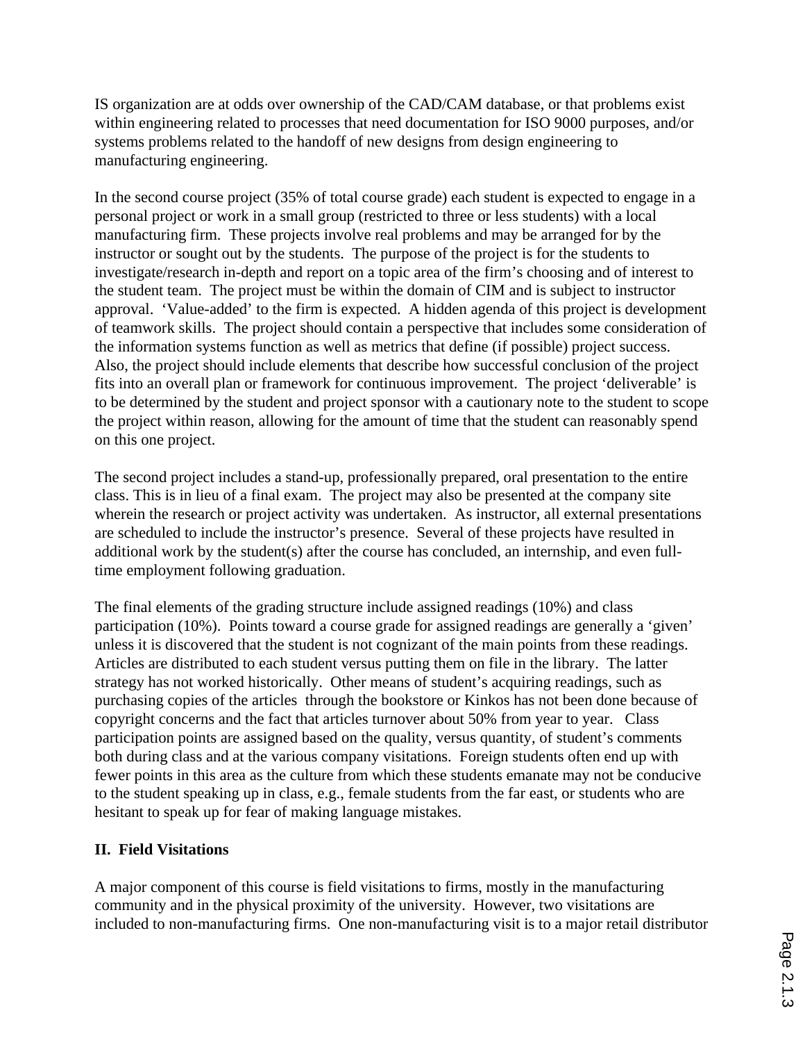IS organization are at odds over ownership of the CAD/CAM database, or that problems exist within engineering related to processes that need documentation for ISO 9000 purposes, and/or systems problems related to the handoff of new designs from design engineering to manufacturing engineering.

In the second course project (35% of total course grade) each student is expected to engage in a personal project or work in a small group (restricted to three or less students) with a local manufacturing firm. These projects involve real problems and may be arranged for by the instructor or sought out by the students. The purpose of the project is for the students to investigate/research in-depth and report on a topic area of the firm's choosing and of interest to the student team. The project must be within the domain of CIM and is subject to instructor approval. 'Value-added' to the firm is expected. A hidden agenda of this project is development of teamwork skills. The project should contain a perspective that includes some consideration of the information systems function as well as metrics that define (if possible) project success. Also, the project should include elements that describe how successful conclusion of the project fits into an overall plan or framework for continuous improvement. The project 'deliverable' is to be determined by the student and project sponsor with a cautionary note to the student to scope the project within reason, allowing for the amount of time that the student can reasonably spend on this one project.

The second project includes a stand-up, professionally prepared, oral presentation to the entire class. This is in lieu of a final exam. The project may also be presented at the company site wherein the research or project activity was undertaken. As instructor, all external presentations are scheduled to include the instructor's presence. Several of these projects have resulted in additional work by the student(s) after the course has concluded, an internship, and even full-time employment following graduation.

The final elements of the grading structure include assigned readings (10%) and class participation (10%). Points toward a course grade for assigned readings are generally a 'given' unless it is discovered that the student is not cognizant of the main points from these readings. Articles are distributed to each student versus putting them on file in the library. The latter strategy has not worked historically. Other means of student's acquiring readings, such as purchasing copies of the articles through the bookstore or Kinkos has not been done because of copyright concerns and the fact that articles turnover about 50% from year to year. Class participation points are assigned based on the quality, versus quantity, of student's comments both during class and at the various company visitations. Foreign students often end up with fewer points in this area as the culture from which these students emanate may not be conducive to the student speaking up in class, e.g., female students from the far east, or students who are hesitant to speak up for fear of making language mistakes.

## II. Field Visitations

A major component of this course is field visitations to firms, mostly in the manufacturing community and in the physical proximity of the university. However, two visitations are included to non-manufacturing firms. One non-manufacturing visit is to a major retail distributor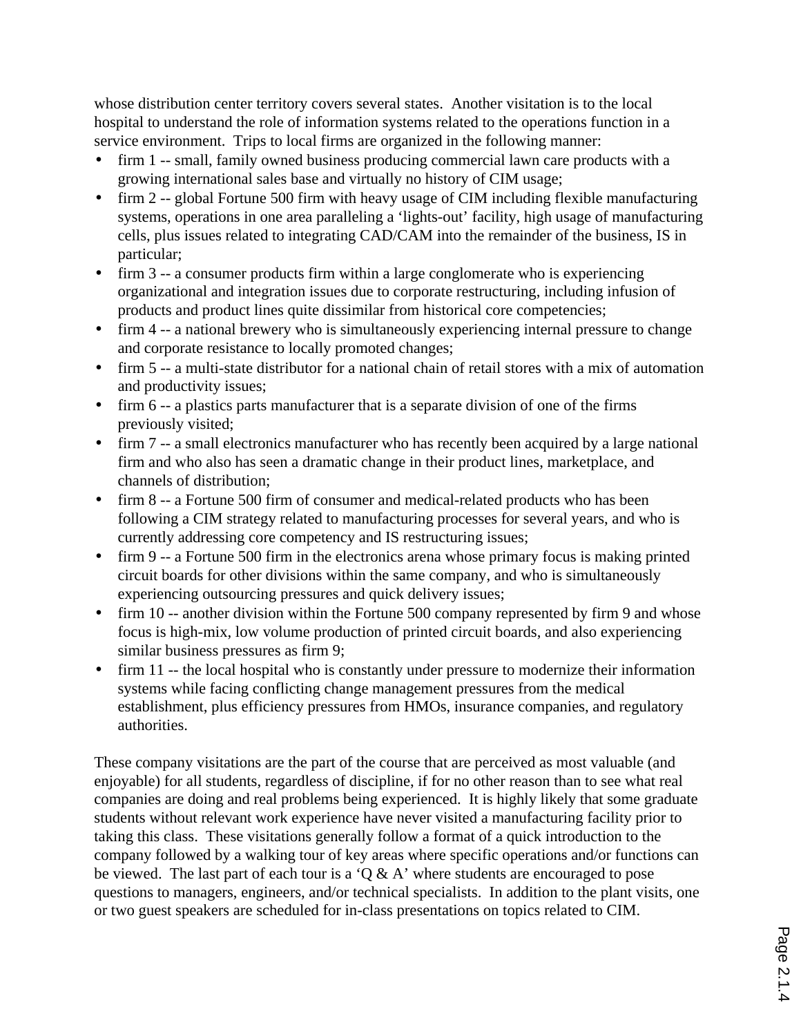whose distribution center territory covers several states. Another visitation is to the local hospital to understand the role of information systems related to the operations function in a service environment. Trips to local firms are organized in the following manner:

- firm 1 -- small, family owned business producing commercial lawn care products with a growing international sales base and virtually no history of CIM usage;
- firm 2 -- global Fortune 500 firm with heavy usage of CIM including flexible manufacturing systems, operations in one area paralleling a 'lights-out' facility, high usage of manufacturing cells, plus issues related to integrating CAD/CAM into the remainder of the business, IS in particular;
- firm 3 -- a consumer products firm within a large conglomerate who is experiencing organizational and integration issues due to corporate restructuring, including infusion of products and product lines quite dissimilar from historical core competencies;
- firm 4 -- a national brewery who is simultaneously experiencing internal pressure to change and corporate resistance to locally promoted changes;
- firm 5 -- a multi-state distributor for a national chain of retail stores with a mix of automation and productivity issues;
- firm 6 -- a plastics parts manufacturer that is a separate division of one of the firms previously visited;
- firm 7 -- a small electronics manufacturer who has recently been acquired by a large national firm and who also has seen a dramatic change in their product lines, marketplace, and channels of distribution;
- firm 8 -- a Fortune 500 firm of consumer and medical-related products who has been following a CIM strategy related to manufacturing processes for several years, and who is currently addressing core competency and IS restructuring issues;
- firm 9 -- a Fortune 500 firm in the electronics arena whose primary focus is making printed circuit boards for other divisions within the same company, and who is simultaneously experiencing outsourcing pressures and quick delivery issues;
- firm 10 -- another division within the Fortune 500 company represented by firm 9 and whose focus is high-mix, low volume production of printed circuit boards, and also experiencing similar business pressures as firm 9;
- firm 11 -- the local hospital who is constantly under pressure to modernize their information systems while facing conflicting change management pressures from the medical establishment, plus efficiency pressures from HMOs, insurance companies, and regulatory authorities.

These company visitations are the part of the course that are perceived as most valuable (and enjoyable) for all students, regardless of discipline, if for no other reason than to see what real companies are doing and real problems being experienced. It is highly likely that some graduate students without relevant work experience have never visited a manufacturing facility prior to taking this class. These visitations generally follow a format of a quick introduction to the company followed by a walking tour of key areas where specific operations and/or functions can be viewed. The last part of each tour is a 'Q & A' where students are encouraged to pose questions to managers, engineers, and/or technical specialists. In addition to the plant visits, one or two guest speakers are scheduled for in-class presentations on topics related to CIM.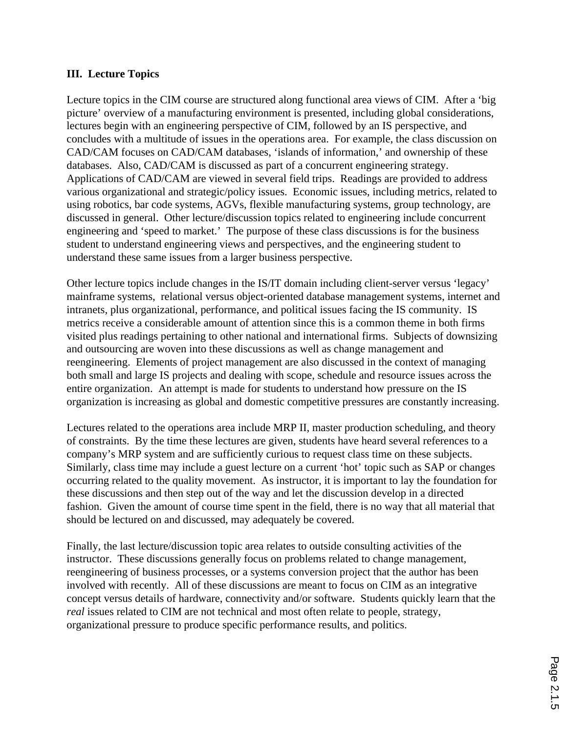### III. Lecture Topics

Lecture topics in the CIM course are structured along functional area views of CIM. After a 'big picture' overview of a manufacturing environment is presented, including global considerations, lectures begin with an engineering perspective of CIM, followed by an IS perspective, and concludes with a multitude of issues in the operations area. For example, the class discussion on CAD/CAM focuses on CAD/CAM databases, 'islands of information,' and ownership of these databases. Also, CAD/CAM is discussed as part of a concurrent engineering strategy. Applications of CAD/CAM are viewed in several field trips. Readings are provided to address various organizational and strategic/policy issues. Economic issues, including metrics, related to using robotics, bar code systems, AGVs, flexible manufacturing systems, group technology, are discussed in general. Other lecture/discussion topics related to engineering include concurrent engineering and 'speed to market.' The purpose of these class discussions is for the business student to understand engineering views and perspectives, and the engineering student to understand these same issues from a larger business perspective.

Other lecture topics include changes in the IS/IT domain including client-server versus 'legacy' mainframe systems, relational versus object-oriented database management systems, internet and intranets, plus organizational, performance, and political issues facing the IS community. IS metrics receive a considerable amount of attention since this is a common theme in both firms visited plus readings pertaining to other national and international firms. Subjects of downsizing and outsourcing are woven into these discussions as well as change management and reengineering. Elements of project management are also discussed in the context of managing both small and large IS projects and dealing with scope, schedule and resource issues across the entire organization. An attempt is made for students to understand how pressure on the IS organization is increasing as global and domestic competitive pressures are constantly increasing.

Lectures related to the operations area include MRP II, master production scheduling, and theory of constraints. By the time these lectures are given, students have heard several references to a company's MRP system and are sufficiently curious to request class time on these subjects. Similarly, class time may include a guest lecture on a current 'hot' topic such as SAP or changes occurring related to the quality movement. As instructor, it is important to lay the foundation for these discussions and then step out of the way and let the discussion develop in a directed fashion. Given the amount of course time spent in the field, there is no way that all material that should be lectured on and discussed, may adequately be covered.

Finally, the last lecture/discussion topic area relates to outside consulting activities of the instructor. These discussions generally focus on problems related to change management, reengineering of business processes, or a systems conversion project that the author has been involved with recently. All of these discussions are meant to focus on CIM as an integrative concept versus details of hardware, connectivity and/or software. Students quickly learn that the *real* issues related to CIM are not technical and most often relate to people, strategy, organizational pressure to produce specific performance results, and politics.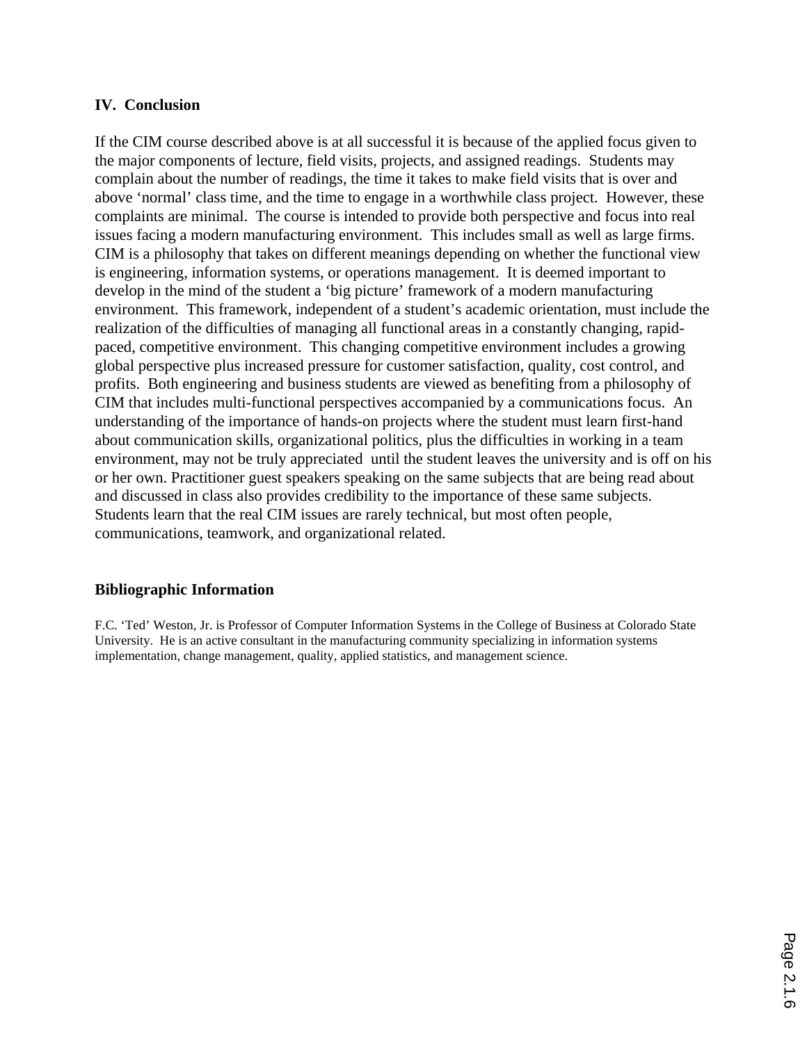## IV. Conclusion

If the CIM course described above is at all successful it is because of the applied focus given to the major components of lecture, field visits, projects, and assigned readings. Students may complain about the number of readings, the time it takes to make field visits that is over and above 'normal' class time, and the time to engage in a worthwhile class project. However, these complaints are minimal. The course is intended to provide both perspective and focus into real issues facing a modern manufacturing environment. This includes small as well as large firms. CIM is a philosophy that takes on different meanings depending on whether the functional view is engineering, information systems, or operations management. It is deemed important to develop in the mind of the student a 'big picture' framework of a modern manufacturing environment. This framework, independent of a student's academic orientation, must include the realization of the difficulties of managing all functional areas in a constantly changing, rapid-paced, competitive environment. This changing competitive environment includes a growing global perspective plus increased pressure for customer satisfaction, quality, cost control, and profits. Both engineering and business students are viewed as benefiting from a philosophy of CIM that includes multi-functional perspectives accompanied by a communications focus. An understanding of the importance of hands-on projects where the student must learn first-hand about communication skills, organizational politics, plus the difficulties in working in a team environment, may not be truly appreciated until the student leaves the university and is off on his or her own. Practitioner guest speakers speaking on the same subjects that are being read about and discussed in class also provides credibility to the importance of these same subjects. Students learn that the real CIM issues are rarely technical, but most often people, communications, teamwork, and organizational related.

## Bibliographic Information

F.C. 'Ted' Weston, Jr. is Professor of Computer Information Systems in the College of Business at Colorado State University. He is an active consultant in the manufacturing community specializing in information systems implementation, change management, quality, applied statistics, and management science.